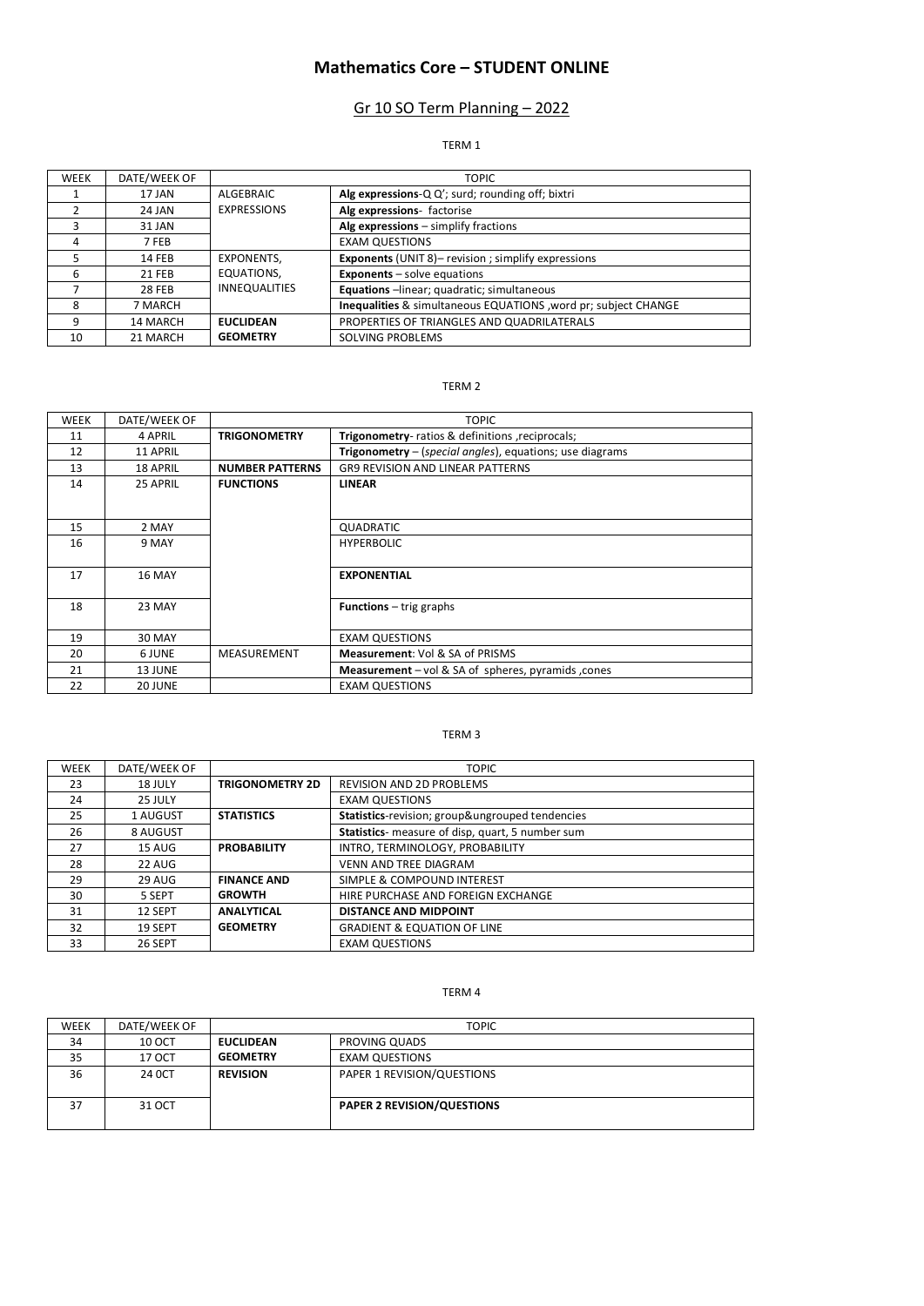# Mathematics Core – STUDENT ONLINE

## Gr 10 SO Term Planning – 2022

TERM 1

| WEEK | DATE/WEEK OF | TOPIC | |
|---|---|---|---|
| 1 | 17 JAN | ALGEBRAIC EXPRESSIONS | **Alg expressions**-Q Q'; surd; rounding off; bixtri |
| 2 | 24 JAN | | **Alg expressions**- factorise |
| 3 | 31 JAN | | **Alg expressions** – simplify fractions |
| 4 | 7 FEB | | EXAM QUESTIONS |
| 5 | 14 FEB | EXPONENTS, EQUATIONS, INNEQUALITIES | **Exponents** (UNIT 8)– revision ; simplify expressions |
| 6 | 21 FEB | | **Exponents** – solve equations |
| 7 | 28 FEB | | **Equations** –linear; quadratic; simultaneous |
| 8 | 7 MARCH | | **Inequalities** & simultaneous EQUATIONS ,word pr; subject CHANGE |
| 9 | 14 MARCH | **EUCLIDEAN GEOMETRY** | PROPERTIES OF TRIANGLES AND QUADRILATERALS |
| 10 | 21 MARCH | | SOLVING PROBLEMS |

TERM 2

| WEEK | DATE/WEEK OF | TOPIC | |
|---|---|---|---|
| 11 | 4 APRIL | **TRIGONOMETRY** | **Trigonometry**- ratios & definitions ,reciprocals; |
| 12 | 11 APRIL | | **Trigonometry** – (*special angles*), equations; use diagrams |
| 13 | 18 APRIL | **NUMBER PATTERNS** | GR9 REVISION AND LINEAR PATTERNS |
| 14 | 25 APRIL | **FUNCTIONS** | **LINEAR** |
| 15 | 2 MAY | | QUADRATIC |
| 16 | 9 MAY | | HYPERBOLIC |
| 17 | 16 MAY | | **EXPONENTIAL** |
| 18 | 23 MAY | | **Functions** – trig graphs |
| 19 | 30 MAY | | EXAM QUESTIONS |
| 20 | 6 JUNE | MEASUREMENT | **Measurement**: Vol & SA of PRISMS |
| 21 | 13 JUNE | | **Measurement** – vol & SA of spheres, pyramids ,cones |
| 22 | 20 JUNE | | EXAM QUESTIONS |

TERM 3

| WEEK | DATE/WEEK OF | TOPIC | |
|---|---|---|---|
| 23 | 18 JULY | **TRIGONOMETRY 2D** | REVISION AND 2D PROBLEMS |
| 24 | 25 JULY | | EXAM QUESTIONS |
| 25 | 1 AUGUST | **STATISTICS** | **Statistics**-revision; group&ungrouped tendencies |
| 26 | 8 AUGUST | | **Statistics**- measure of disp, quart, 5 number sum |
| 27 | 15 AUG | **PROBABILITY** | INTRO, TERMINOLOGY, PROBABILITY |
| 28 | 22 AUG | | VENN AND TREE DIAGRAM |
| 29 | 29 AUG | **FINANCE AND GROWTH** | SIMPLE & COMPOUND INTEREST |
| 30 | 5 SEPT | | HIRE PURCHASE AND FOREIGN EXCHANGE |
| 31 | 12 SEPT | **ANALYTICAL GEOMETRY** | **DISTANCE AND MIDPOINT** |
| 32 | 19 SEPT | | GRADIENT & EQUATION OF LINE |
| 33 | 26 SEPT | | EXAM QUESTIONS |

TERM 4

| WEEK | DATE/WEEK OF | TOPIC | |
|---|---|---|---|
| 34 | 10 OCT | **EUCLIDEAN GEOMETRY** | PROVING QUADS |
| 35 | 17 OCT | | EXAM QUESTIONS |
| 36 | 24 0CT | **REVISION** | PAPER 1 REVISION/QUESTIONS |
| 37 | 31 OCT | | **PAPER 2 REVISION/QUESTIONS** |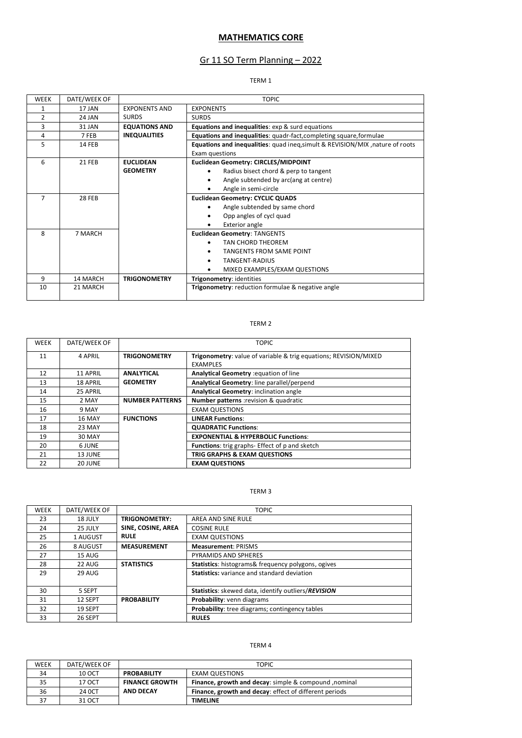# MATHEMATICS CORE

## Gr 11 SO Term Planning – 2022

TERM 1

| WEEK | DATE/WEEK OF | TOPIC | |
|---|---|---|---|
| 1 | 17 JAN | EXPONENTS AND SURDS | EXPONENTS |
| 2 | 24 JAN | | SURDS |
| 3 | 31 JAN | **EQUATIONS AND INEQUALITIES** | **Equations and inequalities**: exp & surd equations |
| 4 | 7 FEB | | **Equations and inequalities**: quadr-fact,completing square,formulae |
| 5 | 14 FEB | | **Equations and inequalities**: quad ineq,simult & REVISION/MIX ,nature of roots Exam questions |
| 6 | 21 FEB | **EUCLIDEAN GEOMETRY** | **Euclidean Geometry: CIRCLES/MIDPOINT**<br>• Radius bisect chord & perp to tangent<br>• Angle subtended by arc(ang at centre)<br>• Angle in semi-circle |
| 7 | 28 FEB | | **Euclidean Geometry: CYCLIC QUADS**<br>• Angle subtended by same chord<br>• Opp angles of cycl quad<br>• Exterior angle |
| 8 | 7 MARCH | | **Euclidean Geometry**: TANGENTS<br>• TAN CHORD THEOREM<br>• TANGENTS FROM SAME POINT<br>• TANGENT-RADIUS<br>• MIXED EXAMPLES/EXAM QUESTIONS |
| 9 | 14 MARCH | **TRIGONOMETRY** | **Trigonometry**: identities |
| 10 | 21 MARCH | | **Trigonometry**: reduction formulae & negative angle |

TERM 2

| WEEK | DATE/WEEK OF | TOPIC | |
|---|---|---|---|
| 11 | 4 APRIL | **TRIGONOMETRY** | **Trigonometry**: value of variable & trig equations; REVISION/MIXED EXAMPLES |
| 12 | 11 APRIL | **ANALYTICAL GEOMETRY** | **Analytical Geometry** :equation of line |
| 13 | 18 APRIL | | **Analytical Geometry**: line parallel/perpend |
| 14 | 25 APRIL | | **Analytical Geometry**: inclination angle |
| 15 | 2 MAY | **NUMBER PATTERNS** | **Number patterns** :revision & quadratic |
| 16 | 9 MAY | | EXAM QUESTIONS |
| 17 | 16 MAY | **FUNCTIONS** | **LINEAR Functions**: |
| 18 | 23 MAY | | **QUADRATIC Functions**: |
| 19 | 30 MAY | | **EXPONENTIAL & HYPERBOLIC Functions**: |
| 20 | 6 JUNE | | **Functions**: trig graphs- Effect of p and sketch |
| 21 | 13 JUNE | | **TRIG GRAPHS & EXAM QUESTIONS** |
| 22 | 20 JUNE | | **EXAM QUESTIONS** |

TERM 3

| WEEK | DATE/WEEK OF | TOPIC | |
|---|---|---|---|
| 23 | 18 JULY | **TRIGONOMETRY: SINE, COSINE, AREA RULE** | AREA AND SINE RULE |
| 24 | 25 JULY | | COSINE RULE |
| 25 | 1 AUGUST | | EXAM QUESTIONS |
| 26 | 8 AUGUST | **MEASUREMENT** | **Measurement**: PRISMS |
| 27 | 15 AUG | | PYRAMIDS AND SPHERES |
| 28 | 22 AUG | **STATISTICS** | **Statistics**: histograms& frequency polygons, ogives |
| 29 | 29 AUG | | **Statistics:** variance and standard deviation |
| 30 | 5 SEPT | | **Statistics**: skewed data, identify outliers/***REVISION*** |
| 31 | 12 SEPT | **PROBABILITY** | **Probability**: venn diagrams |
| 32 | 19 SEPT | | **Probability**: tree diagrams; contingency tables |
| 33 | 26 SEPT | | **RULES** |

TERM 4

| WEEK | DATE/WEEK OF | TOPIC | |
|---|---|---|---|
| 34 | 10 OCT | **PROBABILITY** | EXAM QUESTIONS |
| 35 | 17 OCT | **FINANCE GROWTH AND DECAY** | **Finance, growth and decay**: simple & compound ,nominal |
| 36 | 24 0CT | | **Finance, growth and decay**: effect of different periods |
| 37 | 31 OCT | | **TIMELINE** |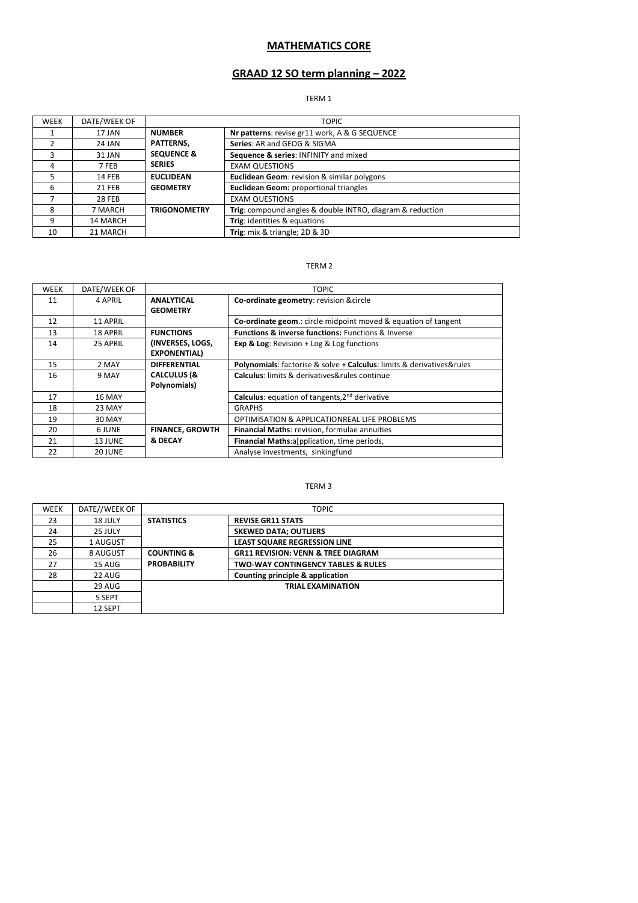# MATHEMATICS CORE

## GRAAD 12 SO term planning – 2022

TERM 1

| WEEK | DATE/WEEK OF | TOPIC | |
|---|---|---|---|
| 1 | 17 JAN | **NUMBER PATTERNS, SEQUENCE & SERIES** | **Nr patterns**: revise gr11 work, A & G SEQUENCE |
| 2 | 24 JAN | | **Series**: AR and GEOG & SIGMA |
| 3 | 31 JAN | | **Sequence & series**: INFINITY and mixed |
| 4 | 7 FEB | | EXAM QUESTIONS |
| 5 | 14 FEB | **EUCLIDEAN GEOMETRY** | **Euclidean Geom**: revision & similar polygons |
| 6 | 21 FEB | | **Euclidean Geom:** proportional triangles |
| 7 | 28 FEB | | EXAM QUESTIONS |
| 8 | 7 MARCH | **TRIGONOMETRY** | **Trig**: compound angles & double INTRO, diagram & reduction |
| 9 | 14 MARCH | | **Trig**: identities & equations |
| 10 | 21 MARCH | | **Trig**: mix & triangle; 2D & 3D |

TERM 2

| WEEK | DATE/WEEK OF | TOPIC | |
|---|---|---|---|
| 11 | 4 APRIL | **ANALYTICAL GEOMETRY** | **Co-ordinate geometry**: revision &circle |
| 12 | 11 APRIL | | **Co-ordinate geom**.: circle midpoint moved & equation of tangent |
| 13 | 18 APRIL | **FUNCTIONS (INVERSES, LOGS, EXPONENTIAL)** | **Functions & inverse functions:** Functions & Inverse |
| 14 | 25 APRIL | | **Exp & Log**: Revision + Log & Log functions |
| 15 | 2 MAY | **DIFFERENTIAL CALCULUS (& Polynomials)** | **Polynomials**: factorise & solve + **Calculus**: limits & derivatives&rules |
| 16 | 9 MAY | | **Calculus**: limits & derivatives&rules continue |
| 17 | 16 MAY | | **Calculus**: equation of tangents,2nd derivative |
| 18 | 23 MAY | | GRAPHS |
| 19 | 30 MAY | | OPTIMISATION & APPLICATIONREAL LIFE PROBLEMS |
| 20 | 6 JUNE | **FINANCE, GROWTH & DECAY** | **Financial Maths**: revision, formulae annuities |
| 21 | 13 JUNE | | **Financial Maths**:a[pplication, time periods, |
| 22 | 20 JUNE | | Analyse investments, sinkingfund |

TERM 3

| WEEK | DATE//WEEK OF | TOPIC | |
|---|---|---|---|
| 23 | 18 JULY | **STATISTICS** | **REVISE GR11 STATS** |
| 24 | 25 JULY | | **SKEWED DATA; OUTLIERS** |
| 25 | 1 AUGUST | | **LEAST SQUARE REGRESSION LINE** |
| 26 | 8 AUGUST | **COUNTING & PROBABILITY** | **GR11 REVISION: VENN & TREE DIAGRAM** |
| 27 | 15 AUG | | **TWO-WAY CONTINGENCY TABLES & RULES** |
| 28 | 22 AUG | | **Counting principle & application** |
| | 29 AUG | **TRIAL EXAMINATION** | |
| | 5 SEPT | | |
| | 12 SEPT | | |